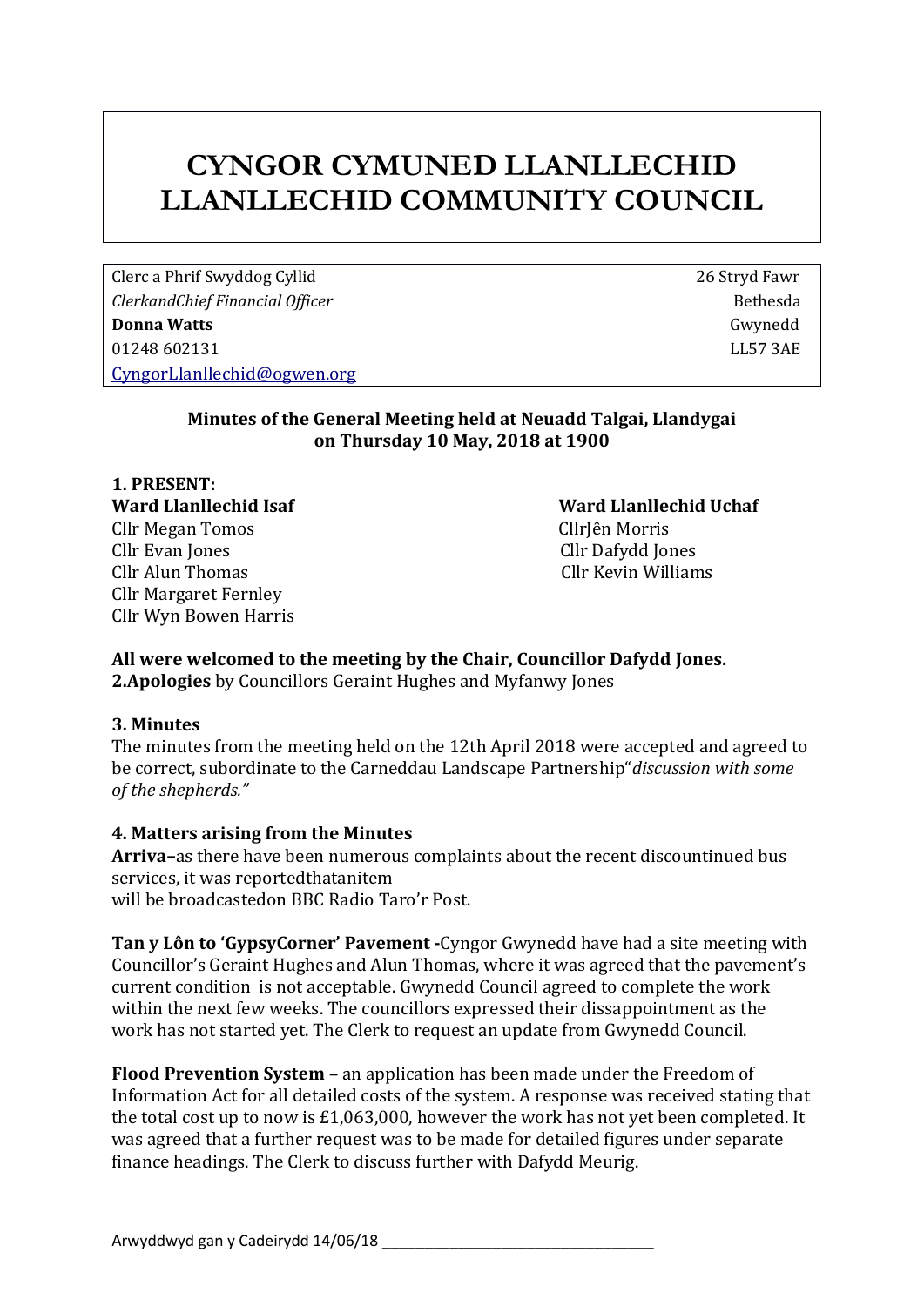# CYNGOR CYMUNED LLANLLECHID
# LLANLLECHID COMMUNITY COUNCIL

Clerc a Phrif Swyddog Cyllid
*ClerkandChief Financial Officer*
**Donna Watts**
01248 602131
CyngorLlanllechid@ogwen.org

26 Stryd Fawr
Bethesda
Gwynedd
LL57 3AE

**Minutes of the General Meeting held at Neuadd Talgai, Llandygai on Thursday 10 May, 2018 at 1900**

**1. PRESENT:**

**Ward Llanllechid Isaf**
Cllr Megan Tomos
Cllr Evan Jones
Cllr Alun Thomas
Cllr Margaret Fernley
Cllr Wyn Bowen Harris

**Ward Llanllechid Uchaf**
CllrJên Morris
Cllr Dafydd Jones
Cllr Kevin Williams

**All were welcomed to the meeting by the Chair, Councillor Dafydd Jones.**
**2.Apologies** by Councillors Geraint Hughes and Myfanwy Jones

**3. Minutes**
The minutes from the meeting held on the 12th April 2018 were accepted and agreed to be correct, subordinate to the Carneddau Landscape Partnership"*discussion with some of the shepherds."*

**4. Matters arising from the Minutes**
**Arriva–**as there have been numerous complaints about the recent discountinued bus services, it was reportedthatanitem will be broadcastedon BBC Radio Taro'r Post.

**Tan y Lôn to 'GypsyCorner' Pavement -**Cyngor Gwynedd have had a site meeting with Councillor's Geraint Hughes and Alun Thomas, where it was agreed that the pavement's current condition is not acceptable. Gwynedd Council agreed to complete the work within the next few weeks. The councillors expressed their dissappointment as the work has not started yet. The Clerk to request an update from Gwynedd Council.

**Flood Prevention System –** an application has been made under the Freedom of Information Act for all detailed costs of the system. A response was received stating that the total cost up to now is £1,063,000, however the work has not yet been completed. It was agreed that a further request was to be made for detailed figures under separate finance headings. The Clerk to discuss further with Dafydd Meurig.

Arwyddwyd gan y Cadeirydd 14/06/18 ___________________________________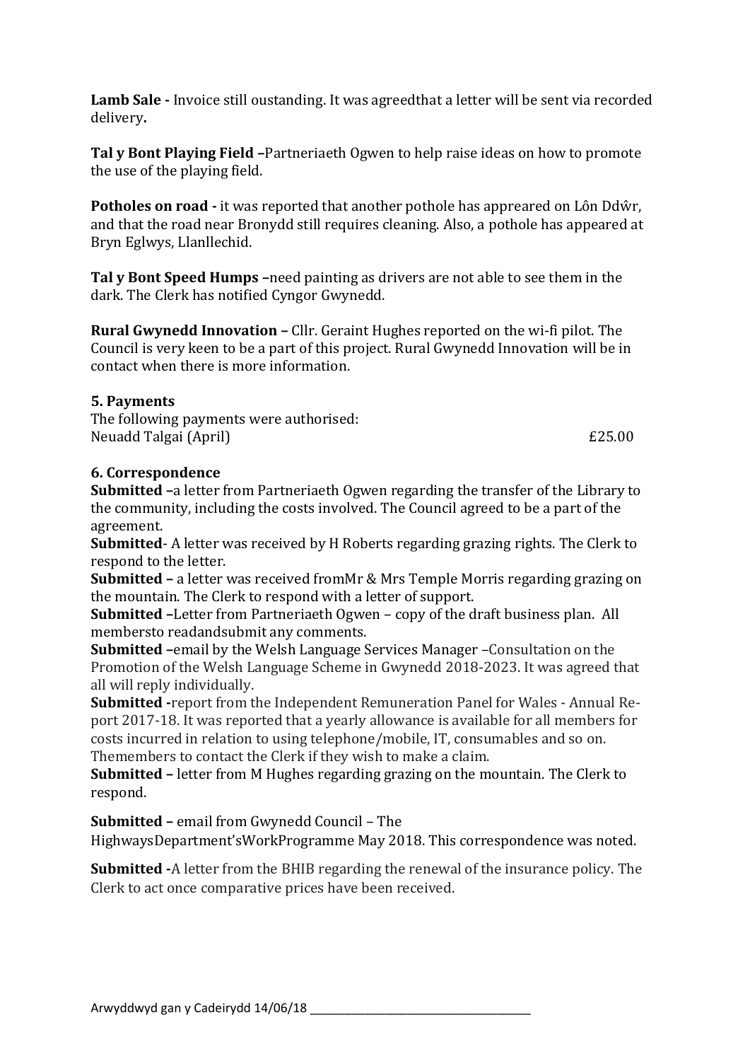**Lamb Sale -** Invoice still oustanding. It was agreedthat a letter will be sent via recorded delivery**.**

**Tal y Bont Playing Field –**Partneriaeth Ogwen to help raise ideas on how to promote the use of the playing field.

**Potholes on road -** it was reported that another pothole has appreared on Lôn Ddŵr, and that the road near Bronydd still requires cleaning. Also, a pothole has appeared at Bryn Eglwys, Llanllechid.

**Tal y Bont Speed Humps –**need painting as drivers are not able to see them in the dark. The Clerk has notified Cyngor Gwynedd.

**Rural Gwynedd Innovation –** Cllr. Geraint Hughes reported on the wi-fi pilot. The Council is very keen to be a part of this project. Rural Gwynedd Innovation will be in contact when there is more information.

### 5. Payments

The following payments were authorised:

Neuadd Talgai (April) £25.00

### 6. Correspondence

**Submitted –**a letter from Partneriaeth Ogwen regarding the transfer of the Library to the community, including the costs involved. The Council agreed to be a part of the agreement.

**Submitted**- A letter was received by H Roberts regarding grazing rights. The Clerk to respond to the letter.

**Submitted –** a letter was received fromMr & Mrs Temple Morris regarding grazing on the mountain. The Clerk to respond with a letter of support.

**Submitted –**Letter from Partneriaeth Ogwen – copy of the draft business plan. All membersto readandsubmit any comments.

**Submitted –**email by the Welsh Language Services Manager –Consultation on the Promotion of the Welsh Language Scheme in Gwynedd 2018-2023. It was agreed that all will reply individually.

**Submitted -**report from the Independent Remuneration Panel for Wales - Annual Report 2017-18. It was reported that a yearly allowance is available for all members for costs incurred in relation to using telephone/mobile, IT, consumables and so on. Themembers to contact the Clerk if they wish to make a claim.

**Submitted –** letter from M Hughes regarding grazing on the mountain. The Clerk to respond.

**Submitted –** email from Gwynedd Council – The HighwaysDepartment'sWorkProgramme May 2018. This correspondence was noted.

**Submitted -**A letter from the BHIB regarding the renewal of the insurance policy. The Clerk to act once comparative prices have been received.

Arwyddwyd gan y Cadeirydd 14/06/18 ___________________________________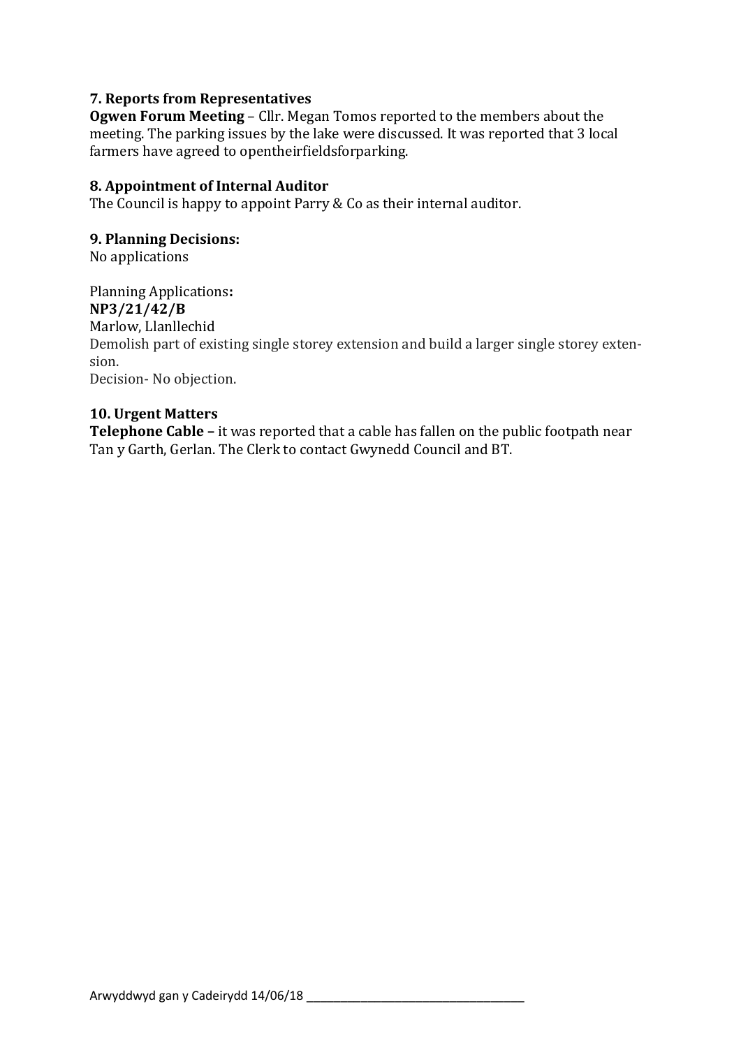**7. Reports from Representatives**

**Ogwen Forum Meeting** – Cllr. Megan Tomos reported to the members about the meeting. The parking issues by the lake were discussed. It was reported that 3 local farmers have agreed to opentheirfieldsforparking.

**8. Appointment of Internal Auditor**

The Council is happy to appoint Parry & Co as their internal auditor.

**9. Planning Decisions:**

No applications

Planning Applications**:**

**NP3/21/42/B**

Marlow, Llanllechid

Demolish part of existing single storey extension and build a larger single storey extension.

Decision- No objection.

**10. Urgent Matters**

**Telephone Cable –** it was reported that a cable has fallen on the public footpath near Tan y Garth, Gerlan. The Clerk to contact Gwynedd Council and BT.

Arwyddwyd gan y Cadeirydd 14/06/18 ___________________________________